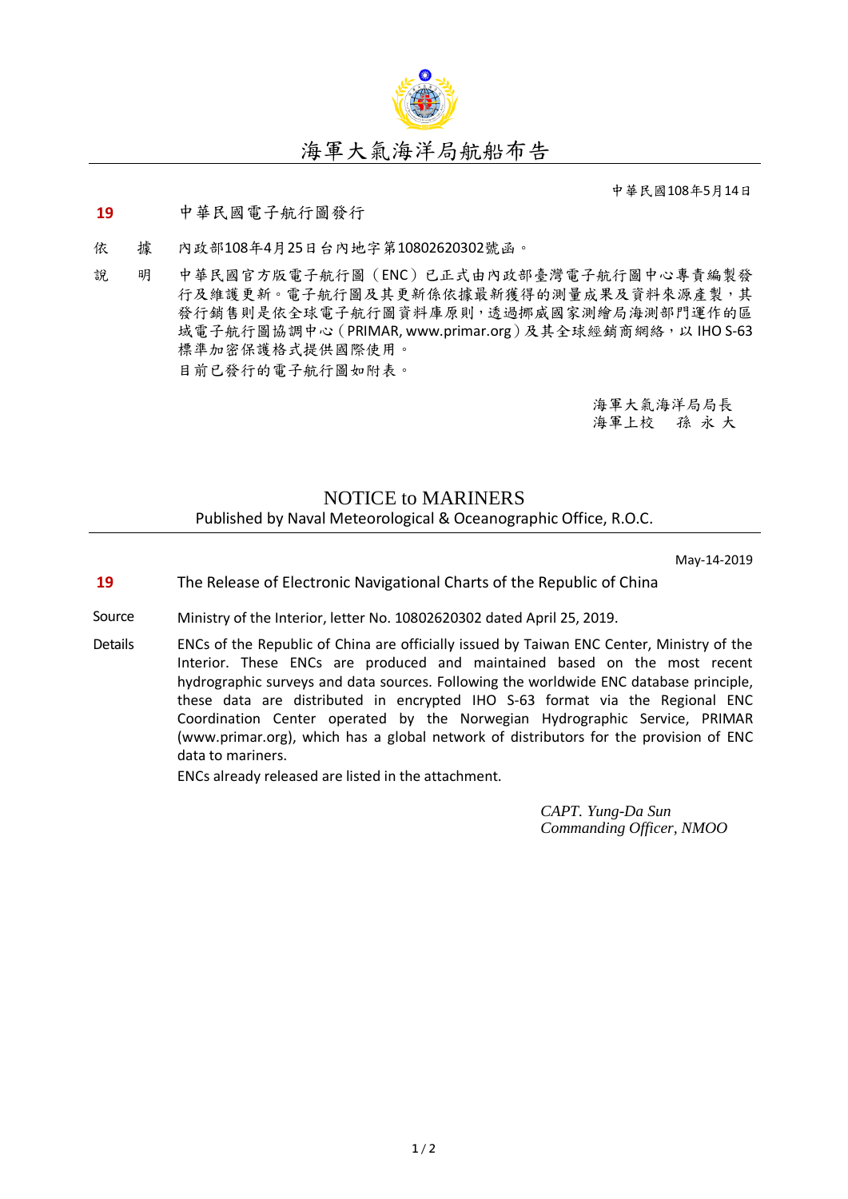# 海軍大氣海洋局航船布告

中華民國108年5月14日

**19** 中華民國電子航行圖發行

依　據　內政部108年4月25日台內地字第10802620302號函。

說　明　中華民國官方版電子航行圖（ENC）已正式由內政部臺灣電子航行圖中心專責編製發行及維護更新。電子航行圖及其更新係依據最新獲得的測量成果及資料來源產製，其發行銷售則是依全球電子航行圖資料庫原則，透過挪威國家測繪局海測部門運作的區域電子航行圖協調中心（PRIMAR, www.primar.org）及其全球經銷商網絡，以 IHO S-63 標準加密保護格式提供國際使用。

目前已發行的電子航行圖如附表。

海軍大氣海洋局局長
海軍上校　孫 永 大

# NOTICE to MARINERS

Published by Naval Meteorological & Oceanographic Office, R.O.C.

May-14-2019

**19** The Release of Electronic Navigational Charts of the Republic of China

Source　Ministry of the Interior, letter No. 10802620302 dated April 25, 2019.

Details　ENCs of the Republic of China are officially issued by Taiwan ENC Center, Ministry of the Interior. These ENCs are produced and maintained based on the most recent hydrographic surveys and data sources. Following the worldwide ENC database principle, these data are distributed in encrypted IHO S-63 format via the Regional ENC Coordination Center operated by the Norwegian Hydrographic Service, PRIMAR (www.primar.org), which has a global network of distributors for the provision of ENC data to mariners.

ENCs already released are listed in the attachment.

*CAPT. Yung-Da Sun*
*Commanding Officer, NMOO*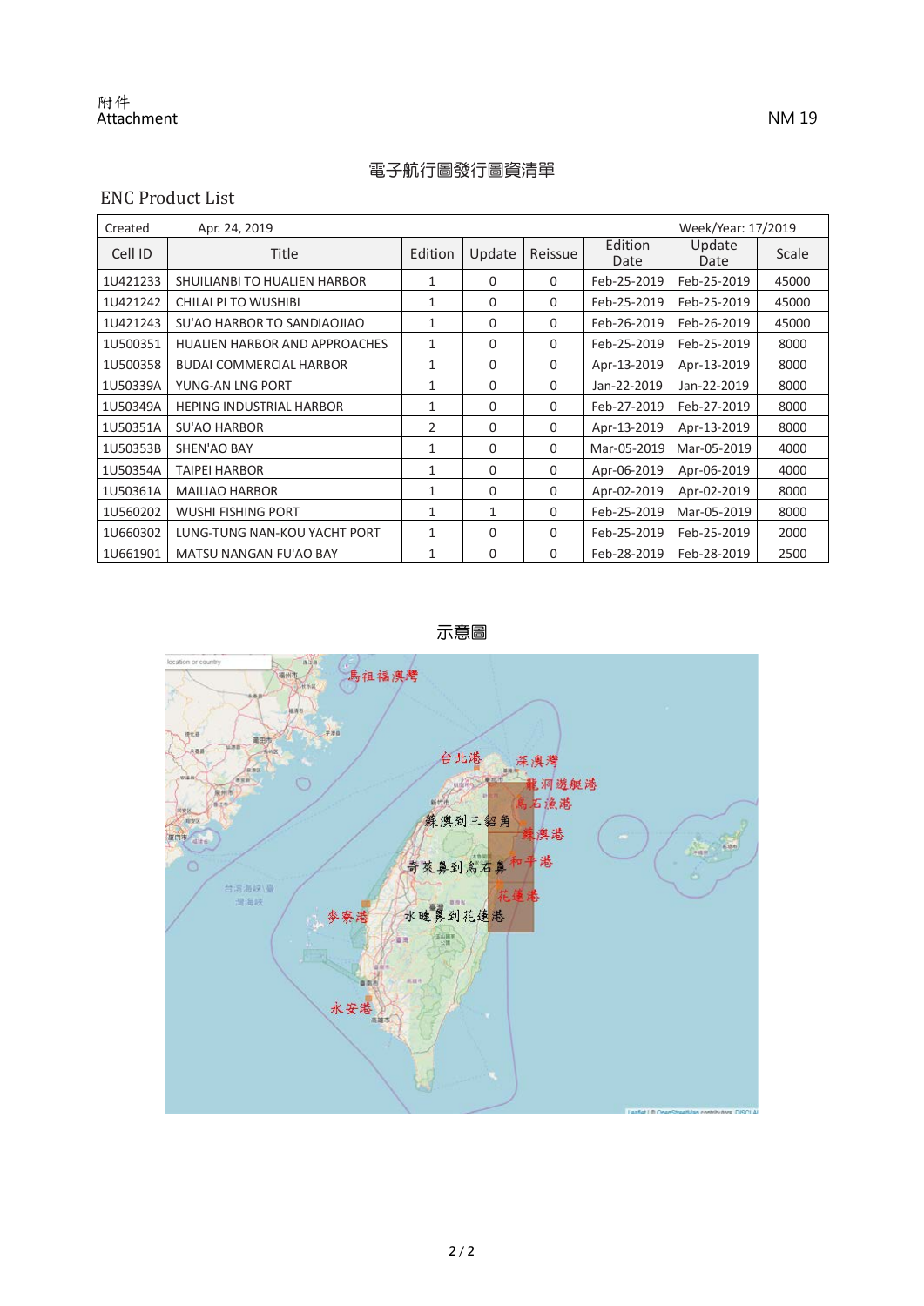附件
Attachment

NM 19

# 電子航行圖發行圖資清單

## ENC Product List

| Created | Apr. 24, 2019 | | | | | Week/Year: 17/2019 | |
|---|---|---|---|---|---|---|---|
| Cell ID | Title | Edition | Update | Reissue | Edition Date | Update Date | Scale |
| 1U421233 | SHUILIANBI TO HUALIEN HARBOR | 1 | 0 | 0 | Feb-25-2019 | Feb-25-2019 | 45000 |
| 1U421242 | CHILAI PI TO WUSHIBI | 1 | 0 | 0 | Feb-25-2019 | Feb-25-2019 | 45000 |
| 1U421243 | SU'AO HARBOR TO SANDIAOJIAO | 1 | 0 | 0 | Feb-26-2019 | Feb-26-2019 | 45000 |
| 1U500351 | HUALIEN HARBOR AND APPROACHES | 1 | 0 | 0 | Feb-25-2019 | Feb-25-2019 | 8000 |
| 1U500358 | BUDAI COMMERCIAL HARBOR | 1 | 0 | 0 | Apr-13-2019 | Apr-13-2019 | 8000 |
| 1U50339A | YUNG-AN LNG PORT | 1 | 0 | 0 | Jan-22-2019 | Jan-22-2019 | 8000 |
| 1U50349A | HEPING INDUSTRIAL HARBOR | 1 | 0 | 0 | Feb-27-2019 | Feb-27-2019 | 8000 |
| 1U50351A | SU'AO HARBOR | 2 | 0 | 0 | Apr-13-2019 | Apr-13-2019 | 8000 |
| 1U50353B | SHEN'AO BAY | 1 | 0 | 0 | Mar-05-2019 | Mar-05-2019 | 4000 |
| 1U50354A | TAIPEI HARBOR | 1 | 0 | 0 | Apr-06-2019 | Apr-06-2019 | 4000 |
| 1U50361A | MAILIAO HARBOR | 1 | 0 | 0 | Apr-02-2019 | Apr-02-2019 | 8000 |
| 1U560202 | WUSHI FISHING PORT | 1 | 1 | 0 | Feb-25-2019 | Mar-05-2019 | 8000 |
| 1U660302 | LUNG-TUNG NAN-KOU YACHT PORT | 1 | 0 | 0 | Feb-25-2019 | Feb-25-2019 | 2000 |
| 1U661901 | MATSU NANGAN FU'AO BAY | 1 | 0 | 0 | Feb-28-2019 | Feb-28-2019 | 2500 |

## 示意圖

馬祖福澳灣
台北港
深澳灣
龍洞遊艇港
烏石漁港
蘇澳到三貂角
蘇澳港
奇萊鼻到烏石鼻
和平港
花蓮港
麥寮港
水璉鼻到花蓮港
永安港